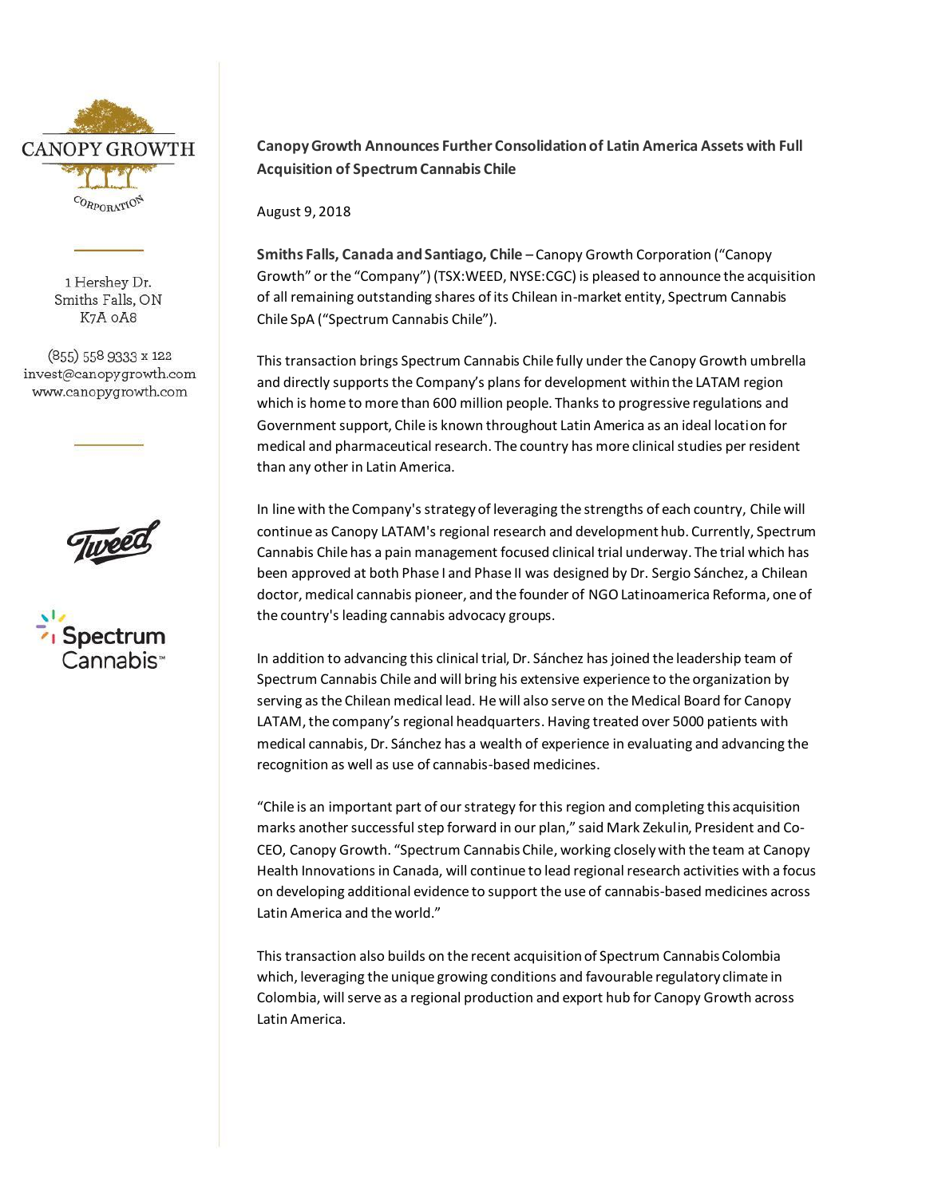CANOPY GROWTH CORPORATION

1 Hershey Dr.
Smiths Falls, ON
K7A 0A8

(855) 558 9333 x 122
invest@canopygrowth.com
www.canopygrowth.com

**Canopy Growth Announces Further Consolidation of Latin America Assets with Full Acquisition of Spectrum Cannabis Chile**

August 9, 2018

**Smiths Falls, Canada and Santiago, Chile** – Canopy Growth Corporation ("Canopy Growth" or the "Company") (TSX:WEED, NYSE:CGC) is pleased to announce the acquisition of all remaining outstanding shares of its Chilean in-market entity, Spectrum Cannabis Chile SpA ("Spectrum Cannabis Chile").

This transaction brings Spectrum Cannabis Chile fully under the Canopy Growth umbrella and directly supports the Company's plans for development within the LATAM region which is home to more than 600 million people. Thanks to progressive regulations and Government support, Chile is known throughout Latin America as an ideal location for medical and pharmaceutical research. The country has more clinical studies per resident than any other in Latin America.

In line with the Company's strategy of leveraging the strengths of each country, Chile will continue as Canopy LATAM's regional research and development hub. Currently, Spectrum Cannabis Chile has a pain management focused clinical trial underway. The trial which has been approved at both Phase I and Phase II was designed by Dr. Sergio Sánchez, a Chilean doctor, medical cannabis pioneer, and the founder of NGO Latinoamerica Reforma, one of the country's leading cannabis advocacy groups.

In addition to advancing this clinical trial, Dr. Sánchez has joined the leadership team of Spectrum Cannabis Chile and will bring his extensive experience to the organization by serving as the Chilean medical lead. He will also serve on the Medical Board for Canopy LATAM, the company's regional headquarters. Having treated over 5000 patients with medical cannabis, Dr. Sánchez has a wealth of experience in evaluating and advancing the recognition as well as use of cannabis-based medicines.

"Chile is an important part of our strategy for this region and completing this acquisition marks another successful step forward in our plan," said Mark Zekulin, President and Co-CEO, Canopy Growth. "Spectrum Cannabis Chile, working closely with the team at Canopy Health Innovations in Canada, will continue to lead regional research activities with a focus on developing additional evidence to support the use of cannabis-based medicines across Latin America and the world."

This transaction also builds on the recent acquisition of Spectrum Cannabis Colombia which, leveraging the unique growing conditions and favourable regulatory climate in Colombia, will serve as a regional production and export hub for Canopy Growth across Latin America.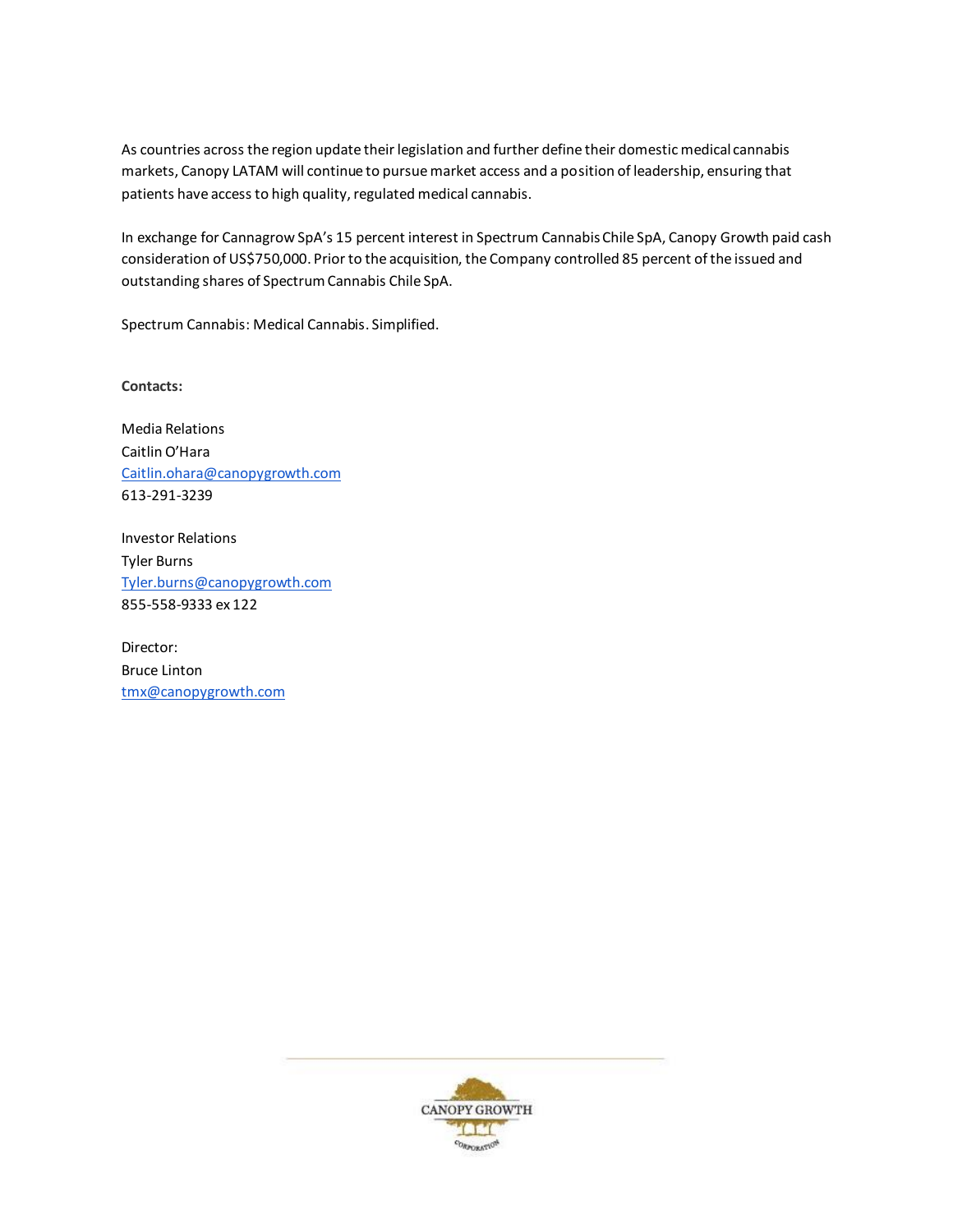As countries across the region update their legislation and further define their domestic medical cannabis markets, Canopy LATAM will continue to pursue market access and a position of leadership, ensuring that patients have access to high quality, regulated medical cannabis.

In exchange for Cannagrow SpA's 15 percent interest in Spectrum Cannabis Chile SpA, Canopy Growth paid cash consideration of US$750,000. Prior to the acquisition, the Company controlled 85 percent of the issued and outstanding shares of Spectrum Cannabis Chile SpA.

Spectrum Cannabis: Medical Cannabis. Simplified.

**Contacts:**

Media Relations
Caitlin O'Hara
Caitlin.ohara@canopygrowth.com
613-291-3239

Investor Relations
Tyler Burns
Tyler.burns@canopygrowth.com
855-558-9333 ex 122

Director:
Bruce Linton
tmx@canopygrowth.com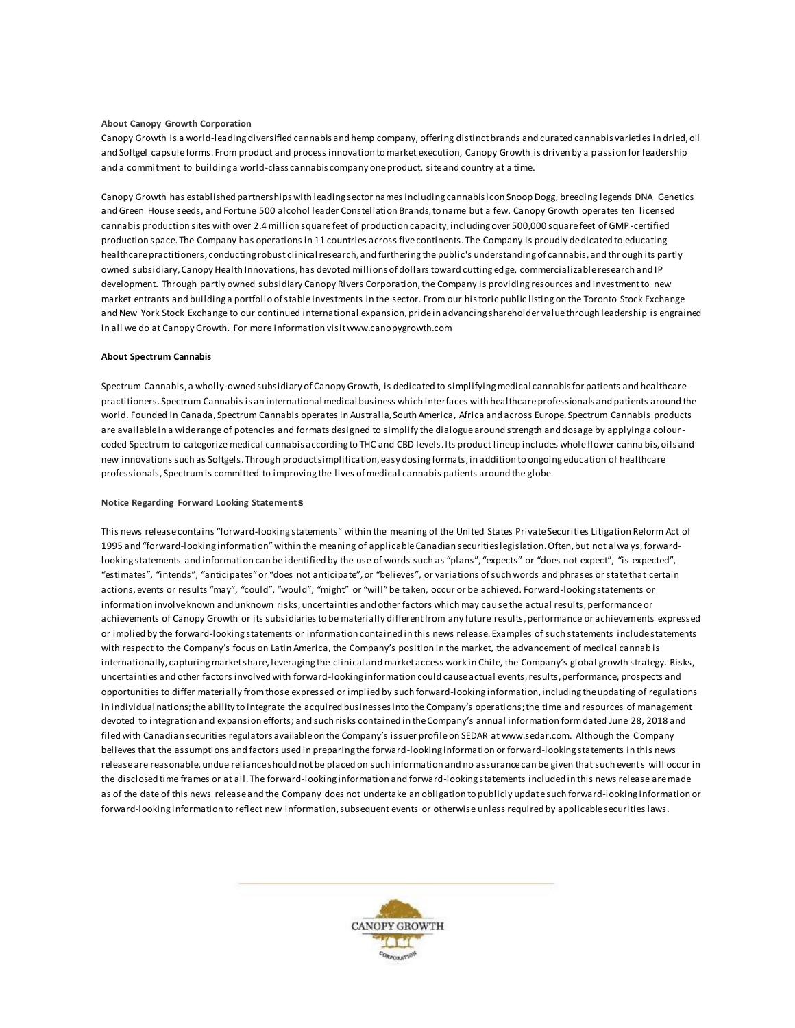**About Canopy Growth Corporation**

Canopy Growth is a world-leading diversified cannabis and hemp company, offering distinct brands and curated cannabis varieties in dried, oil and Softgel capsule forms. From product and process innovation to market execution, Canopy Growth is driven by a passion for leadership and a commitment to building a world-class cannabis company one product, site and country at a time.

Canopy Growth has established partnerships with leading sector names including cannabis icon Snoop Dogg, breeding legends DNA Genetics and Green House seeds, and Fortune 500 alcohol leader Constellation Brands, to name but a few. Canopy Growth operates ten licensed cannabis production sites with over 2.4 million square feet of production capacity, including over 500,000 square feet of GMP-certified production space. The Company has operations in 11 countries across five continents. The Company is proudly dedicated to educating healthcare practitioners, conducting robust clinical research, and furthering the public's understanding of cannabis, and through its partly owned subsidiary, Canopy Health Innovations, has devoted millions of dollars toward cutting edge, commercializable research and IP development. Through partly owned subsidiary Canopy Rivers Corporation, the Company is providing resources and investment to new market entrants and building a portfolio of stable investments in the sector. From our historic public listing on the Toronto Stock Exchange and New York Stock Exchange to our continued international expansion, pride in advancing shareholder value through leadership is engrained in all we do at Canopy Growth. For more information visit www.canopygrowth.com

**About Spectrum Cannabis**

Spectrum Cannabis, a wholly-owned subsidiary of Canopy Growth, is dedicated to simplifying medical cannabis for patients and healthcare practitioners. Spectrum Cannabis is an international medical business which interfaces with healthcare professionals and patients around the world. Founded in Canada, Spectrum Cannabis operates in Australia, South America, Africa and across Europe. Spectrum Cannabis products are available in a wide range of potencies and formats designed to simplify the dialogue around strength and dosage by applying a colour-coded Spectrum to categorize medical cannabis according to THC and CBD levels. Its product lineup includes whole flower cannabis, oils and new innovations such as Softgels. Through product simplification, easy dosing formats, in addition to ongoing education of healthcare professionals, Spectrum is committed to improving the lives of medical cannabis patients around the globe.

**Notice Regarding Forward Looking Statements**

This news release contains "forward-looking statements" within the meaning of the United States Private Securities Litigation Reform Act of 1995 and "forward-looking information" within the meaning of applicable Canadian securities legislation. Often, but not always, forward-looking statements and information can be identified by the use of words such as "plans", "expects" or "does not expect", "is expected", "estimates", "intends", "anticipates" or "does not anticipate", or "believes", or variations of such words and phrases or state that certain actions, events or results "may", "could", "would", "might" or "will" be taken, occur or be achieved. Forward-looking statements or information involve known and unknown risks, uncertainties and other factors which may cause the actual results, performance or achievements of Canopy Growth or its subsidiaries to be materially different from any future results, performance or achievements expressed or implied by the forward-looking statements or information contained in this news release. Examples of such statements include statements with respect to the Company's focus on Latin America, the Company's position in the market, the advancement of medical cannabis internationally, capturing market share, leveraging the clinical and market access work in Chile, the Company's global growth strategy. Risks, uncertainties and other factors involved with forward-looking information could cause actual events, results, performance, prospects and opportunities to differ materially from those expressed or implied by such forward-looking information, including the updating of regulations in individual nations; the ability to integrate the acquired businesses into the Company's operations; the time and resources of management devoted to integration and expansion efforts; and such risks contained in the Company's annual information form dated June 28, 2018 and filed with Canadian securities regulators available on the Company's issuer profile on SEDAR at www.sedar.com. Although the Company believes that the assumptions and factors used in preparing the forward-looking information or forward-looking statements in this news release are reasonable, undue reliance should not be placed on such information and no assurance can be given that such events will occur in the disclosed time frames or at all. The forward-looking information and forward-looking statements included in this news release are made as of the date of this news release and the Company does not undertake an obligation to publicly update such forward-looking information or forward-looking information to reflect new information, subsequent events or otherwise unless required by applicable securities laws.